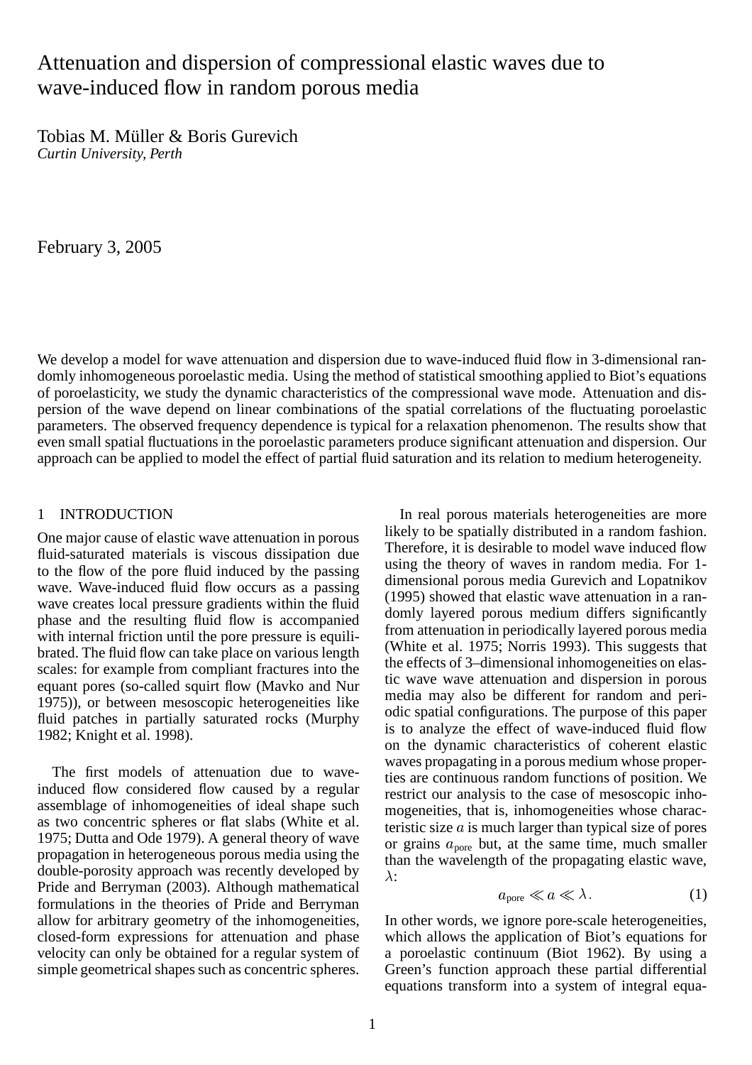# Attenuation and dispersion of compressional elastic waves due to wave-induced flow in random porous media

Tobias M. Müller & Boris Gurevich
*Curtin University, Perth*

February 3, 2005

We develop a model for wave attenuation and dispersion due to wave-induced fluid flow in 3-dimensional randomly inhomogeneous poroelastic media. Using the method of statistical smoothing applied to Biot's equations of poroelasticity, we study the dynamic characteristics of the compressional wave mode. Attenuation and dispersion of the wave depend on linear combinations of the spatial correlations of the fluctuating poroelastic parameters. The observed frequency dependence is typical for a relaxation phenomenon. The results show that even small spatial fluctuations in the poroelastic parameters produce significant attenuation and dispersion. Our approach can be applied to model the effect of partial fluid saturation and its relation to medium heterogeneity.

## 1 INTRODUCTION

One major cause of elastic wave attenuation in porous fluid-saturated materials is viscous dissipation due to the flow of the pore fluid induced by the passing wave. Wave-induced fluid flow occurs as a passing wave creates local pressure gradients within the fluid phase and the resulting fluid flow is accompanied with internal friction until the pore pressure is equilibrated. The fluid flow can take place on various length scales: for example from compliant fractures into the equant pores (so-called squirt flow (Mavko and Nur 1975)), or between mesoscopic heterogeneities like fluid patches in partially saturated rocks (Murphy 1982; Knight et al. 1998).

The first models of attenuation due to wave-induced flow considered flow caused by a regular assemblage of inhomogeneities of ideal shape such as two concentric spheres or flat slabs (White et al. 1975; Dutta and Ode 1979). A general theory of wave propagation in heterogeneous porous media using the double-porosity approach was recently developed by Pride and Berryman (2003). Although mathematical formulations in the theories of Pride and Berryman allow for arbitrary geometry of the inhomogeneities, closed-form expressions for attenuation and phase velocity can only be obtained for a regular system of simple geometrical shapes such as concentric spheres.

In real porous materials heterogeneities are more likely to be spatially distributed in a random fashion. Therefore, it is desirable to model wave induced flow using the theory of waves in random media. For 1-dimensional porous media Gurevich and Lopatnikov (1995) showed that elastic wave attenuation in a randomly layered porous medium differs significantly from attenuation in periodically layered porous media (White et al. 1975; Norris 1993). This suggests that the effects of 3–dimensional inhomogeneities on elastic wave wave attenuation and dispersion in porous media may also be different for random and periodic spatial configurations. The purpose of this paper is to analyze the effect of wave-induced fluid flow on the dynamic characteristics of coherent elastic waves propagating in a porous medium whose properties are continuous random functions of position. We restrict our analysis to the case of mesoscopic inhomogeneities, that is, inhomogeneities whose characteristic size $a$ is much larger than typical size of pores or grains $a_{\text{pore}}$ but, at the same time, much smaller than the wavelength of the propagating elastic wave, $\lambda$:

$$a_{\text{pore}} \ll a \ll \lambda . \tag{1}$$

In other words, we ignore pore-scale heterogeneities, which allows the application of Biot's equations for a poroelastic continuum (Biot 1962). By using a Green's function approach these partial differential equations transform into a system of integral equa-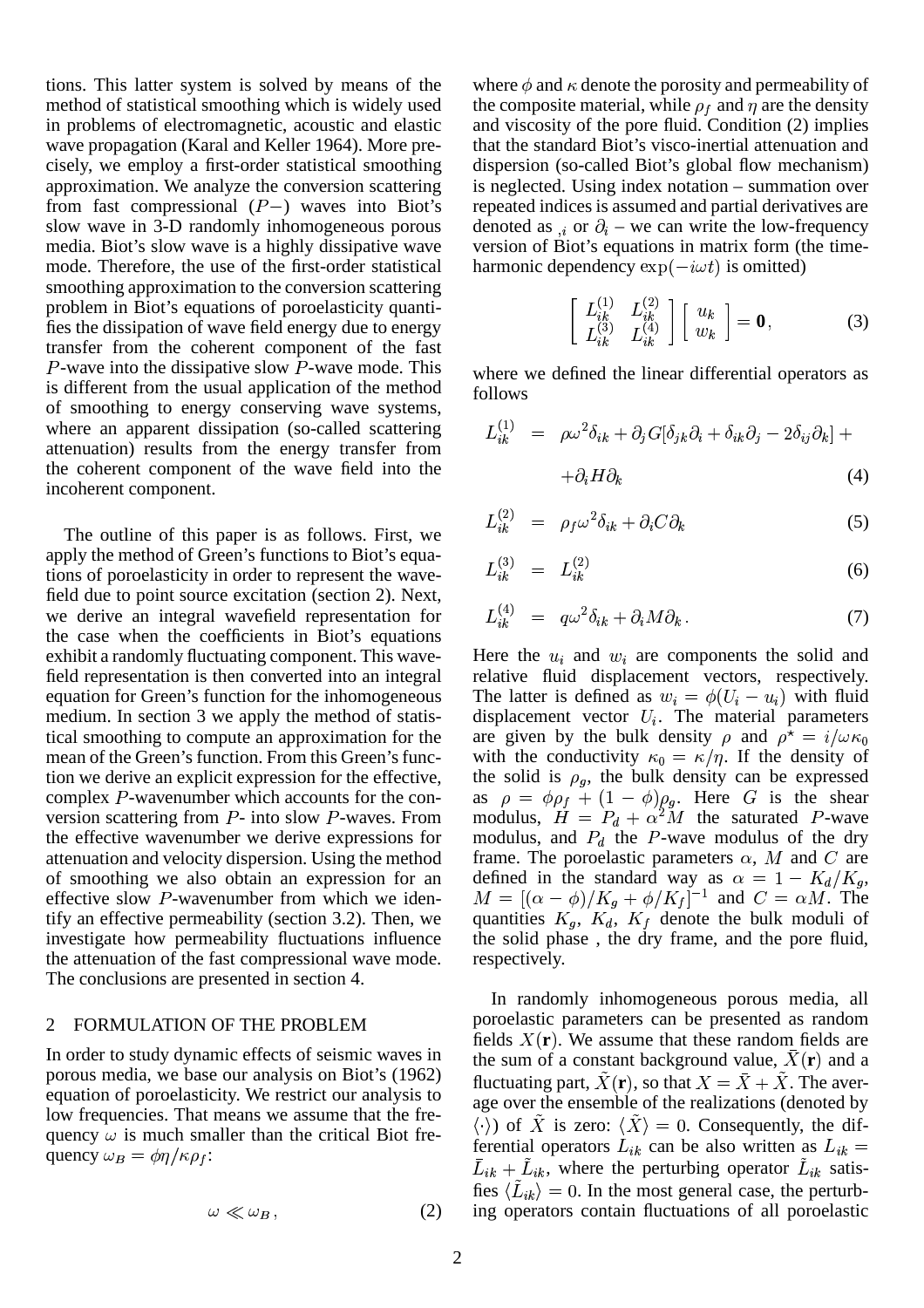tions. This latter system is solved by means of the method of statistical smoothing which is widely used in problems of electromagnetic, acoustic and elastic wave propagation (Karal and Keller 1964). More precisely, we employ a first-order statistical smoothing approximation. We analyze the conversion scattering from fast compressional ($P-$) waves into Biot's slow wave in 3-D randomly inhomogeneous porous media. Biot's slow wave is a highly dissipative wave mode. Therefore, the use of the first-order statistical smoothing approximation to the conversion scattering problem in Biot's equations of poroelasticity quantifies the dissipation of wave field energy due to energy transfer from the coherent component of the fast $P$-wave into the dissipative slow $P$-wave mode. This is different from the usual application of the method of smoothing to energy conserving wave systems, where an apparent dissipation (so-called scattering attenuation) results from the energy transfer from the coherent component of the wave field into the incoherent component.

The outline of this paper is as follows. First, we apply the method of Green's functions to Biot's equations of poroelasticity in order to represent the wavefield due to point source excitation (section 2). Next, we derive an integral wavefield representation for the case when the coefficients in Biot's equations exhibit a randomly fluctuating component. This wavefield representation is then converted into an integral equation for Green's function for the inhomogeneous medium. In section 3 we apply the method of statistical smoothing to compute an approximation for the mean of the Green's function. From this Green's function we derive an explicit expression for the effective, complex $P$-wavenumber which accounts for the conversion scattering from $P$- into slow $P$-waves. From the effective wavenumber we derive expressions for attenuation and velocity dispersion. Using the method of smoothing we also obtain an expression for an effective slow $P$-wavenumber from which we identify an effective permeability (section 3.2). Then, we investigate how permeability fluctuations influence the attenuation of the fast compressional wave mode. The conclusions are presented in section 4.

## 2 FORMULATION OF THE PROBLEM

In order to study dynamic effects of seismic waves in porous media, we base our analysis on Biot's (1962) equation of poroelasticity. We restrict our analysis to low frequencies. That means we assume that the frequency $\omega$ is much smaller than the critical Biot frequency $\omega_B = \phi\eta/\kappa\rho_f$:

$$\omega \ll \omega_B\,, \tag{2}$$

where $\phi$ and $\kappa$ denote the porosity and permeability of the composite material, while $\rho_f$ and $\eta$ are the density and viscosity of the pore fluid. Condition (2) implies that the standard Biot's visco-inertial attenuation and dispersion (so-called Biot's global flow mechanism) is neglected. Using index notation – summation over repeated indices is assumed and partial derivatives are denoted as $_{,i}$ or $\partial_i$ – we can write the low-frequency version of Biot's equations in matrix form (the time-harmonic dependency $\exp(-i\omega t)$ is omitted)

$$\begin{bmatrix} L_{ik}^{(1)} & L_{ik}^{(2)} \\ L_{ik}^{(3)} & L_{ik}^{(4)} \end{bmatrix} \begin{bmatrix} u_k \\ w_k \end{bmatrix} = \mathbf{0}\,, \tag{3}$$

where we defined the linear differential operators as follows

$$L_{ik}^{(1)} = \rho\omega^2\delta_{ik} + \partial_j G[\delta_{jk}\partial_i + \delta_{ik}\partial_j - 2\delta_{ij}\partial_k] + \\ +\partial_i H \partial_k \tag{4}$$

$$L_{ik}^{(2)} = \rho_f\omega^2\delta_{ik} + \partial_i C \partial_k \tag{5}$$

$$L_{ik}^{(3)} = L_{ik}^{(2)} \tag{6}$$

$$L_{ik}^{(4)} = q\omega^2\delta_{ik} + \partial_i M \partial_k\,. \tag{7}$$

Here the $u_i$ and $w_i$ are components the solid and relative fluid displacement vectors, respectively. The latter is defined as $w_i = \phi(U_i - u_i)$ with fluid displacement vector $U_i$. The material parameters are given by the bulk density $\rho$ and $\rho^\star = i/\omega\kappa_0$ with the conductivity $\kappa_0 = \kappa/\eta$. If the density of the solid is $\rho_g$, the bulk density can be expressed as $\rho = \phi\rho_f + (1-\phi)\rho_g$. Here $G$ is the shear modulus, $H = P_d + \alpha^2 M$ the saturated $P$-wave modulus, and $P_d$ the $P$-wave modulus of the dry frame. The poroelastic parameters $\alpha$, $M$ and $C$ are defined in the standard way as $\alpha = 1 - K_d/K_g$, $M = [(\alpha-\phi)/K_g + \phi/K_f]^{-1}$ and $C = \alpha M$. The quantities $K_g$, $K_d$, $K_f$ denote the bulk moduli of the solid phase , the dry frame, and the pore fluid, respectively.

In randomly inhomogeneous porous media, all poroelastic parameters can be presented as random fields $X(\mathbf{r})$. We assume that these random fields are the sum of a constant background value, $\bar{X}(\mathbf{r})$ and a fluctuating part, $\tilde{X}(\mathbf{r})$, so that $X = \bar{X} + \tilde{X}$. The average over the ensemble of the realizations (denoted by $\langle\cdot\rangle$) of $\tilde{X}$ is zero: $\langle\tilde{X}\rangle = 0$. Consequently, the differential operators $L_{ik}$ can be also written as $L_{ik} = \bar{L}_{ik} + \tilde{L}_{ik}$, where the perturbing operator $\tilde{L}_{ik}$ satisfies $\langle\tilde{L}_{ik}\rangle = 0$. In the most general case, the perturbing operators contain fluctuations of all poroelastic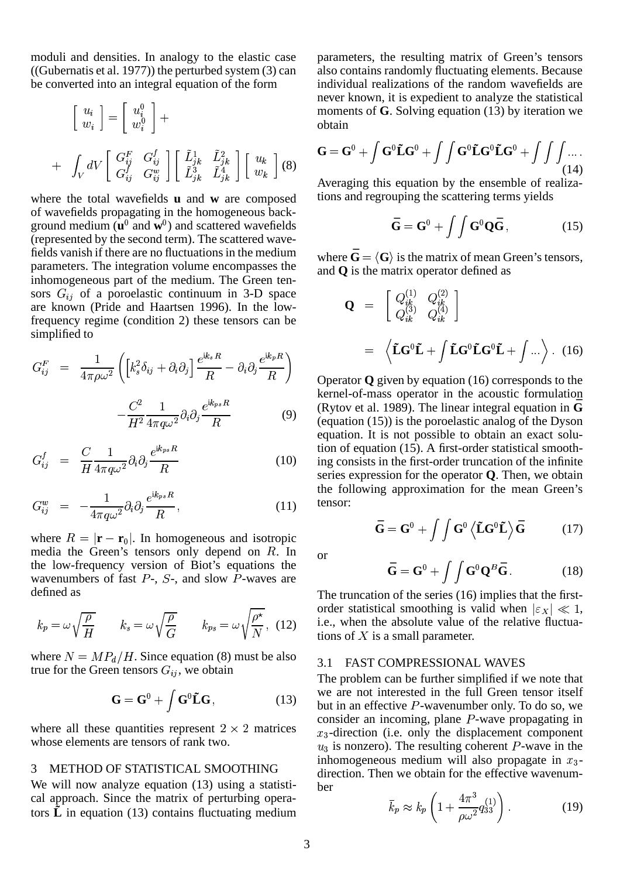moduli and densities. In analogy to the elastic case ((Gubernatis et al. 1977)) the perturbed system (3) can be converted into an integral equation of the form

$$\begin{bmatrix} u_i \\ w_i \end{bmatrix} = \begin{bmatrix} u_i^0 \\ w_i^0 \end{bmatrix} + \\ + \int_V dV \begin{bmatrix} G_{ij}^F & G_{ij}^f \\ G_{ij}^f & G_{ij}^w \end{bmatrix} \begin{bmatrix} \tilde{L}_{jk}^1 & \tilde{L}_{jk}^2 \\ \tilde{L}_{jk}^3 & \tilde{L}_{jk}^4 \end{bmatrix} \begin{bmatrix} u_k \\ w_k \end{bmatrix} \quad (8)$$

where the total wavefields $\mathbf{u}$ and $\mathbf{w}$ are composed of wavefields propagating in the homogeneous background medium ($\mathbf{u}^0$ and $\mathbf{w}^0$) and scattered wavefields (represented by the second term). The scattered wavefields vanish if there are no fluctuations in the medium parameters. The integration volume encompasses the inhomogeneous part of the medium. The Green tensors $G_{ij}$ of a poroelastic continuum in 3-D space are known (Pride and Haartsen 1996). In the low-frequency regime (condition 2) these tensors can be simplified to

$$G_{ij}^F = \frac{1}{4\pi\rho\omega^2}\left(\left[k_s^2\delta_{ij} + \partial_i\partial_j\right]\frac{e^{ik_sR}}{R} - \partial_i\partial_j\frac{e^{ik_pR}}{R}\right) \\ -\frac{C^2}{H^2}\frac{1}{4\pi q\omega^2}\partial_i\partial_j\frac{e^{ik_{ps}R}}{R} \quad (9)$$

$$G_{ij}^f = \frac{C}{H}\frac{1}{4\pi q\omega^2}\partial_i\partial_j\frac{e^{ik_{ps}R}}{R} \quad (10)$$

$$G_{ij}^w = -\frac{1}{4\pi q\omega^2}\partial_i\partial_j\frac{e^{ik_{ps}R}}{R}, \quad (11)$$

where $R = |\mathbf{r} - \mathbf{r}_0|$. In homogeneous and isotropic media the Green's tensors only depend on $R$. In the low-frequency version of Biot's equations the wavenumbers of fast $P$-, $S$-, and slow $P$-waves are defined as

$$k_p = \omega\sqrt{\frac{\rho}{H}} \qquad k_s = \omega\sqrt{\frac{\rho}{G}} \qquad k_{ps} = \omega\sqrt{\frac{\rho^\star}{N}}, \quad (12)$$

where $N = MP_d/H$. Since equation (8) must be also true for the Green tensors $G_{ij}$, we obtain

$$\mathbf{G} = \mathbf{G}^0 + \int \mathbf{G}^0\tilde{\mathbf{L}}\mathbf{G}, \quad (13)$$

where all these quantities represent $2 \times 2$ matrices whose elements are tensors of rank two.

## 3 METHOD OF STATISTICAL SMOOTHING

We will now analyze equation (13) using a statistical approach. Since the matrix of perturbing operators $\tilde{\mathbf{L}}$ in equation (13) contains fluctuating medium parameters, the resulting matrix of Green's tensors also contains randomly fluctuating elements. Because individual realizations of the random wavefields are never known, it is expedient to analyze the statistical moments of $\mathbf{G}$. Solving equation (13) by iteration we obtain

$$\mathbf{G} = \mathbf{G}^0 + \int \mathbf{G}^0\tilde{\mathbf{L}}\mathbf{G}^0 + \int\int \mathbf{G}^0\tilde{\mathbf{L}}\mathbf{G}^0\tilde{\mathbf{L}}\mathbf{G}^0 + \int\int\int \ldots. \quad (14)$$

Averaging this equation by the ensemble of realizations and regrouping the scattering terms yields

$$\bar{\mathbf{G}} = \mathbf{G}^0 + \int\int \mathbf{G}^0\mathbf{Q}\bar{\mathbf{G}}, \quad (15)$$

where $\bar{\mathbf{G}} = \langle \mathbf{G} \rangle$ is the matrix of mean Green's tensors, and $\mathbf{Q}$ is the matrix operator defined as

$$\mathbf{Q} = \begin{bmatrix} Q_{ik}^{(1)} & Q_{ik}^{(2)} \\ Q_{ik}^{(3)} & Q_{ik}^{(4)} \end{bmatrix} \\ = \left\langle \tilde{\mathbf{L}}\mathbf{G}^0\tilde{\mathbf{L}} + \int \tilde{\mathbf{L}}\mathbf{G}^0\tilde{\mathbf{L}}\mathbf{G}^0\tilde{\mathbf{L}} + \int \ldots \right\rangle. \quad (16)$$

Operator $\mathbf{Q}$ given by equation (16) corresponds to the kernel-of-mass operator in the acoustic formulation (Rytov et al. 1989). The linear integral equation in $\bar{\mathbf{G}}$ (equation (15)) is the poroelastic analog of the Dyson equation. It is not possible to obtain an exact solution of equation (15). A first-order statistical smoothing consists in the first-order truncation of the infinite series expression for the operator $\mathbf{Q}$. Then, we obtain the following approximation for the mean Green's tensor:

$$\bar{\mathbf{G}} = \mathbf{G}^0 + \int\int \mathbf{G}^0\left\langle \tilde{\mathbf{L}}\mathbf{G}^0\tilde{\mathbf{L}} \right\rangle \bar{\mathbf{G}} \quad (17)$$

or

$$\bar{\mathbf{G}} = \mathbf{G}^0 + \int\int \mathbf{G}^0\mathbf{Q}^B\bar{\mathbf{G}}. \quad (18)$$

The truncation of the series (16) implies that the first-order statistical smoothing is valid when $|\varepsilon_X| \ll 1$, i.e., when the absolute value of the relative fluctuations of $X$ is a small parameter.

### 3.1 FAST COMPRESSIONAL WAVES

The problem can be further simplified if we note that we are not interested in the full Green tensor itself but in an effective $P$-wavenumber only. To do so, we consider an incoming, plane $P$-wave propagating in $x_3$-direction (i.e. only the displacement component $u_3$ is nonzero). The resulting coherent $P$-wave in the inhomogeneous medium will also propagate in $x_3$-direction. Then we obtain for the effective wavenumber

$$\bar{k}_p \approx k_p\left(1 + \frac{4\pi^3}{\rho\omega^2}q_{33}^{(1)}\right). \quad (19)$$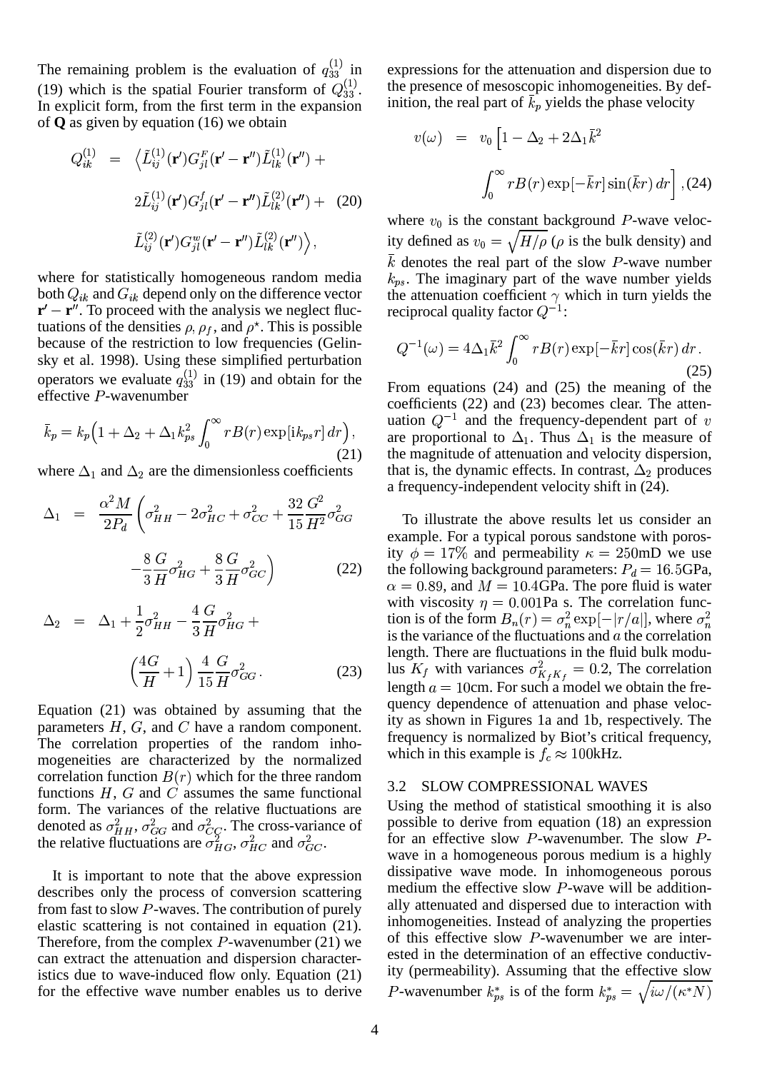The remaining problem is the evaluation of $q_{33}^{(1)}$ in (19) which is the spatial Fourier transform of $Q_{33}^{(1)}$. In explicit form, from the first term in the expansion of **Q** as given by equation (16) we obtain

$$
\begin{aligned}
Q_{ik}^{(1)} &= \Big\langle \tilde{L}_{ij}^{(1)}(\mathbf{r}')G_{jl}^{F}(\mathbf{r}'-\mathbf{r}'')\tilde{L}_{lk}^{(1)}(\mathbf{r}'') + \\
&\quad 2\tilde{L}_{ij}^{(1)}(\mathbf{r}')G_{jl}^{f}(\mathbf{r}'-\mathbf{r}'')\tilde{L}_{lk}^{(2)}(\mathbf{r}'') + \\
&\quad \tilde{L}_{ij}^{(2)}(\mathbf{r}')G_{jl}^{w}(\mathbf{r}'-\mathbf{r}'')\tilde{L}_{lk}^{(2)}(\mathbf{r}'')\Big\rangle ,
\end{aligned} \tag{20}
$$

where for statistically homogeneous random media both $Q_{ik}$ and $G_{ik}$ depend only on the difference vector $\mathbf{r}'-\mathbf{r}''$. To proceed with the analysis we neglect fluctuations of the densities $\rho$, $\rho_f$, and $\rho^\star$. This is possible because of the restriction to low frequencies (Gelinsky et al. 1998). Using these simplified perturbation operators we evaluate $q_{33}^{(1)}$ in (19) and obtain for the effective $P$-wavenumber

$$
\bar{k}_p = k_p\Big(1+\Delta_2+\Delta_1 k_{ps}^2\int_0^\infty rB(r)\exp[\mathrm{i}k_{ps}r]\,dr\Big), \tag{21}
$$

where $\Delta_1$ and $\Delta_2$ are the dimensionless coefficients

$$
\begin{aligned}
\Delta_1 &= \frac{\alpha^2 M}{2P_d}\bigg(\sigma_{HH}^2 - 2\sigma_{HC}^2 + \sigma_{CC}^2 + \frac{32}{15}\frac{G^2}{H^2}\sigma_{GG}^2 \\
&\quad -\frac{8}{3}\frac{G}{H}\sigma_{HG}^2 + \frac{8}{3}\frac{G}{H}\sigma_{GC}^2\bigg)
\end{aligned} \tag{22}
$$

$$
\begin{aligned}
\Delta_2 &= \Delta_1 + \frac{1}{2}\sigma_{HH}^2 - \frac{4}{3}\frac{G}{H}\sigma_{HG}^2 + \\
&\quad \left(\frac{4G}{H}+1\right)\frac{4}{15}\frac{G}{H}\sigma_{GG}^2 .
\end{aligned} \tag{23}
$$

Equation (21) was obtained by assuming that the parameters $H$, $G$, and $C$ have a random component. The correlation properties of the random inhomogeneities are characterized by the normalized correlation function $B(r)$ which for the three random functions $H$, $G$ and $C$ assumes the same functional form. The variances of the relative fluctuations are denoted as $\sigma_{HH}^2$, $\sigma_{GG}^2$ and $\sigma_{CC}^2$. The cross-variance of the relative fluctuations are $\sigma_{HG}^2$, $\sigma_{HC}^2$ and $\sigma_{GC}^2$.

It is important to note that the above expression describes only the process of conversion scattering from fast to slow $P$-waves. The contribution of purely elastic scattering is not contained in equation (21). Therefore, from the complex $P$-wavenumber (21) we can extract the attenuation and dispersion characteristics due to wave-induced flow only. Equation (21) for the effective wave number enables us to derive expressions for the attenuation and dispersion due to the presence of mesoscopic inhomogeneities. By definition, the real part of $\bar{k}_p$ yields the phase velocity

$$
\begin{aligned}
v(\omega) &= v_0\Big[1-\Delta_2+2\Delta_1\bar{k}^2 \\
&\quad \int_0^\infty rB(r)\exp[-\bar{k}r]\sin(\bar{k}r)\,dr\Big],
\end{aligned} \tag{24}
$$

where $v_0$ is the constant background $P$-wave velocity defined as $v_0=\sqrt{H/\rho}$ ($\rho$ is the bulk density) and $\bar{k}$ denotes the real part of the slow $P$-wave number $k_{ps}$. The imaginary part of the wave number yields the attenuation coefficient $\gamma$ which in turn yields the reciprocal quality factor $Q^{-1}$:

$$
Q^{-1}(\omega) = 4\Delta_1\bar{k}^2\int_0^\infty rB(r)\exp[-\bar{k}r]\cos(\bar{k}r)\,dr\,. \tag{25}
$$

From equations (24) and (25) the meaning of the coefficients (22) and (23) becomes clear. The attenuation $Q^{-1}$ and the frequency-dependent part of $v$ are proportional to $\Delta_1$. Thus $\Delta_1$ is the measure of the magnitude of attenuation and velocity dispersion, that is, the dynamic effects. In contrast, $\Delta_2$ produces a frequency-independent velocity shift in (24).

To illustrate the above results let us consider an example. For a typical porous sandstone with porosity $\phi=17\%$ and permeability $\kappa=250$mD we use the following background parameters: $P_d=16.5$GPa, $\alpha=0.89$, and $M=10.4$GPa. The pore fluid is water with viscosity $\eta=0.001$Pa s. The correlation function is of the form $B_n(r)=\sigma_n^2\exp[-|r/a|]$, where $\sigma_n^2$ is the variance of the fluctuations and $a$ the correlation length. There are fluctuations in the fluid bulk modulus $K_f$ with variances $\sigma_{K_fK_f}^2=0.2$, The correlation length $a=10$cm. For such a model we obtain the frequency dependence of attenuation and phase velocity as shown in Figures 1a and 1b, respectively. The frequency is normalized by Biot's critical frequency, which in this example is $f_c\approx 100$kHz.

### 3.2 SLOW COMPRESSIONAL WAVES

Using the method of statistical smoothing it is also possible to derive from equation (18) an expression for an effective slow $P$-wavenumber. The slow $P$-wave in a homogeneous porous medium is a highly dissipative wave mode. In inhomogeneous porous medium the effective slow $P$-wave will be additionally attenuated and dispersed due to interaction with inhomogeneities. Instead of analyzing the properties of this effective slow $P$-wavenumber we are interested in the determination of an effective conductivity (permeability). Assuming that the effective slow $P$-wavenumber $k_{ps}^*$ is of the form $k_{ps}^*=\sqrt{i\omega/(\kappa^*N)}$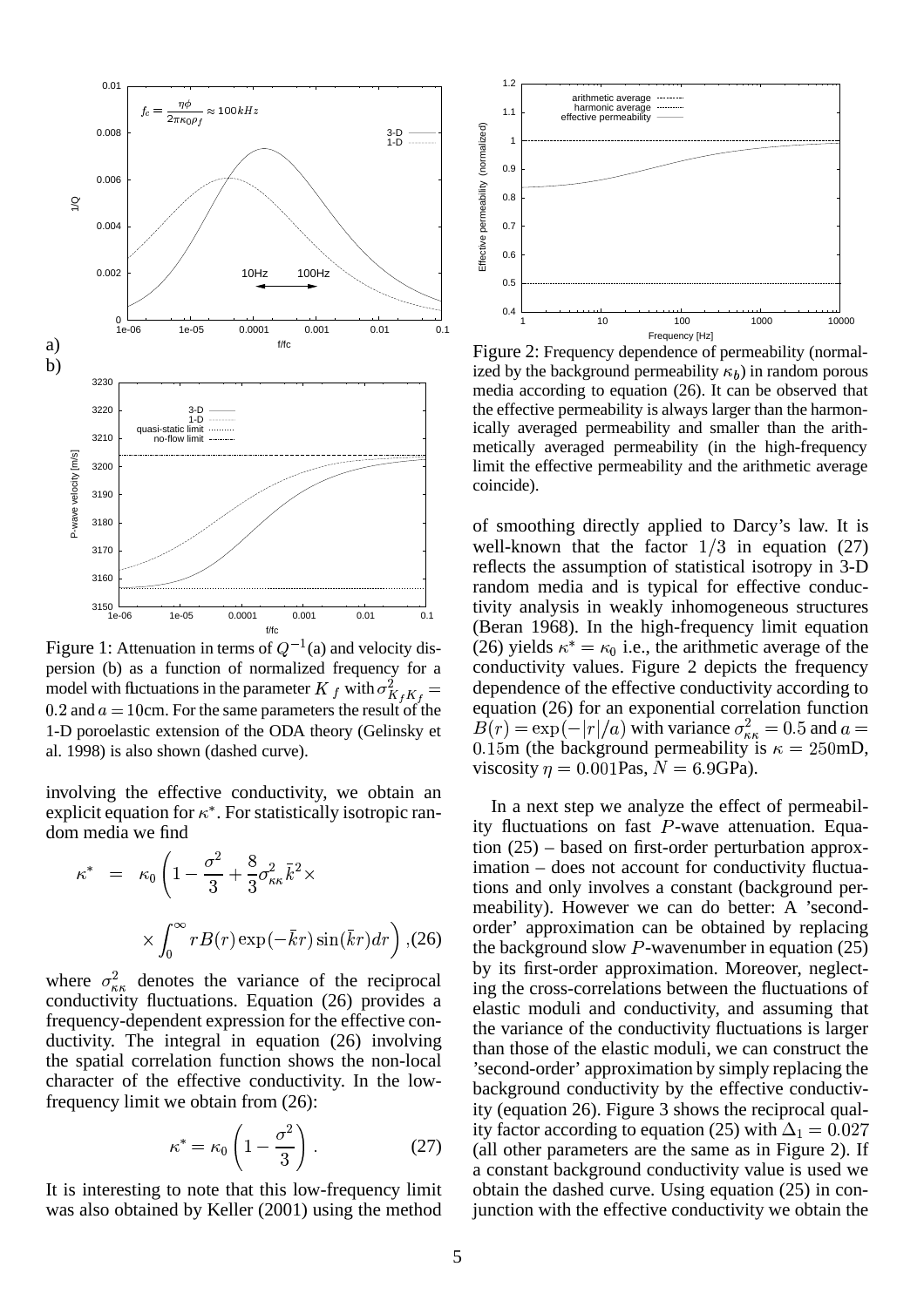Figure 1: Attenuation in terms of $Q^{-1}$(a) and velocity dispersion (b) as a function of normalized frequency for a model with fluctuations in the parameter $K_f$ with $\sigma^2_{K_f K_f} = 0.2$ and $a = 10$cm. For the same parameters the result of the 1-D poroelastic extension of the ODA theory (Gelinsky et al. 1998) is also shown (dashed curve).

involving the effective conductivity, we obtain an explicit equation for $\kappa^*$. For statistically isotropic random media we find

$$\kappa^* = \kappa_0 \left(1 - \frac{\sigma^2}{3} + \frac{8}{3}\sigma^2_{\kappa\kappa}\bar{k}^2 \times \right.$$
$$\left. \times \int_0^\infty r B(r) \exp(-\bar{k}r) \sin(\bar{k}r) dr \right), \quad (26)$$

where $\sigma^2_{\kappa\kappa}$ denotes the variance of the reciprocal conductivity fluctuations. Equation (26) provides a frequency-dependent expression for the effective conductivity. The integral in equation (26) involving the spatial correlation function shows the non-local character of the effective conductivity. In the low-frequency limit we obtain from (26):

$$\kappa^* = \kappa_0 \left(1 - \frac{\sigma^2}{3}\right). \quad (27)$$

It is interesting to note that this low-frequency limit was also obtained by Keller (2001) using the method of smoothing directly applied to Darcy's law. It is well-known that the factor $1/3$ in equation (27) reflects the assumption of statistical isotropy in 3-D random media and is typical for effective conductivity analysis in weakly inhomogeneous structures (Beran 1968). In the high-frequency limit equation (26) yields $\kappa^* = \kappa_0$ i.e., the arithmetic average of the conductivity values. Figure 2 depicts the frequency dependence of the effective conductivity according to equation (26) for an exponential correlation function $B(r) = \exp(-|r|/a)$ with variance $\sigma^2_{\kappa\kappa} = 0.5$ and $a = 0.15$m (the background permeability is $\kappa = 250$mD, viscosity $\eta = 0.001$Pas, $N = 6.9$GPa).

Figure 2: Frequency dependence of permeability (normalized by the background permeability $\kappa_b$) in random porous media according to equation (26). It can be observed that the effective permeability is always larger than the harmonically averaged permeability and smaller than the arithmetically averaged permeability (in the high-frequency limit the effective permeability and the arithmetic average coincide).

In a next step we analyze the effect of permeability fluctuations on fast $P$-wave attenuation. Equation (25) – based on first-order perturbation approximation – does not account for conductivity fluctuations and only involves a constant (background permeability). However we can do better: A 'second-order' approximation can be obtained by replacing the background slow $P$-wavenumber in equation (25) by its first-order approximation. Moreover, neglecting the cross-correlations between the fluctuations of elastic moduli and conductivity, and assuming that the variance of the conductivity fluctuations is larger than those of the elastic moduli, we can construct the 'second-order' approximation by simply replacing the background conductivity by the effective conductivity (equation 26). Figure 3 shows the reciprocal quality factor according to equation (25) with $\Delta_1 = 0.027$ (all other parameters are the same as in Figure 2). If a constant background conductivity value is used we obtain the dashed curve. Using equation (25) in conjunction with the effective conductivity we obtain the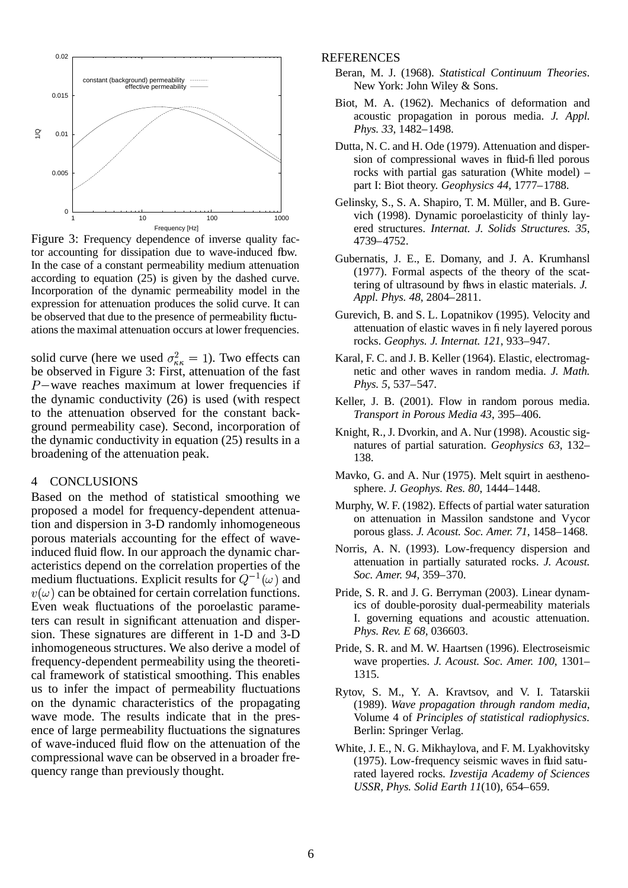0.02

constant (background) permeability

effective permeability

0.015

1/Q

0.01

0.005

0

1

10

100

1000

Frequency [Hz]

Figure 3: Frequency dependence of inverse quality factor accounting for dissipation due to wave-induced flow. In the case of a constant permeability medium attenuation according to equation (25) is given by the dashed curve. Incorporation of the dynamic permeability model in the expression for attenuation produces the solid curve. It can be observed that due to the presence of permeability fluctuations the maximal attenuation occurs at lower frequencies.

solid curve (here we used $\sigma^2_{\kappa\kappa} = 1$). Two effects can be observed in Figure 3: First, attenuation of the fast $P-$wave reaches maximum at lower frequencies if the dynamic conductivity (26) is used (with respect to the attenuation observed for the constant background permeability case). Second, incorporation of the dynamic conductivity in equation (25) results in a broadening of the attenuation peak.

## 4 CONCLUSIONS

Based on the method of statistical smoothing we proposed a model for frequency-dependent attenuation and dispersion in 3-D randomly inhomogeneous porous materials accounting for the effect of wave-induced fluid flow. In our approach the dynamic characteristics depend on the correlation properties of the medium fluctuations. Explicit results for $Q^{-1}(\omega)$ and $v(\omega)$ can be obtained for certain correlation functions. Even weak fluctuations of the poroelastic parameters can result in significant attenuation and dispersion. These signatures are different in 1-D and 3-D inhomogeneous structures. We also derive a model of frequency-dependent permeability using the theoretical framework of statistical smoothing. This enables us to infer the impact of permeability fluctuations on the dynamic characteristics of the propagating wave mode. The results indicate that in the presence of large permeability fluctuations the signatures of wave-induced fluid flow on the attenuation of the compressional wave can be observed in a broader frequency range than previously thought.

## REFERENCES

Beran, M. J. (1968). *Statistical Continuum Theories*. New York: John Wiley & Sons.

Biot, M. A. (1962). Mechanics of deformation and acoustic propagation in porous media. *J. Appl. Phys. 33*, 1482–1498.

Dutta, N. C. and H. Ode (1979). Attenuation and dispersion of compressional waves in fluid-filled porous rocks with partial gas saturation (White model) – part I: Biot theory. *Geophysics 44*, 1777–1788.

Gelinsky, S., S. A. Shapiro, T. M. Müller, and B. Gurevich (1998). Dynamic poroelasticity of thinly layered structures. *Internat. J. Solids Structures. 35*, 4739–4752.

Gubernatis, J. E., E. Domany, and J. A. Krumhansl (1977). Formal aspects of the theory of the scattering of ultrasound by flaws in elastic materials. *J. Appl. Phys. 48*, 2804–2811.

Gurevich, B. and S. L. Lopatnikov (1995). Velocity and attenuation of elastic waves in finely layered porous rocks. *Geophys. J. Internat. 121*, 933–947.

Karal, F. C. and J. B. Keller (1964). Elastic, electromagnetic and other waves in random media. *J. Math. Phys. 5*, 537–547.

Keller, J. B. (2001). Flow in random porous media. *Transport in Porous Media 43*, 395–406.

Knight, R., J. Dvorkin, and A. Nur (1998). Acoustic signatures of partial saturation. *Geophysics 63*, 132–138.

Mavko, G. and A. Nur (1975). Melt squirt in aesthenosphere. *J. Geophys. Res. 80*, 1444–1448.

Murphy, W. F. (1982). Effects of partial water saturation on attenuation in Massilon sandstone and Vycor porous glass. *J. Acoust. Soc. Amer. 71*, 1458–1468.

Norris, A. N. (1993). Low-frequency dispersion and attenuation in partially saturated rocks. *J. Acoust. Soc. Amer. 94*, 359–370.

Pride, S. R. and J. G. Berryman (2003). Linear dynamics of double-porosity dual-permeability materials I. governing equations and acoustic attenuation. *Phys. Rev. E 68*, 036603.

Pride, S. R. and M. W. Haartsen (1996). Electroseismic wave properties. *J. Acoust. Soc. Amer. 100*, 1301–1315.

Rytov, S. M., Y. A. Kravtsov, and V. I. Tatarskii (1989). *Wave propagation through random media*, Volume 4 of *Principles of statistical radiophysics*. Berlin: Springer Verlag.

White, J. E., N. G. Mikhaylova, and F. M. Lyakhovitsky (1975). Low-frequency seismic waves in fluid saturated layered rocks. *Izvestija Academy of Sciences USSR, Phys. Solid Earth 11*(10), 654–659.